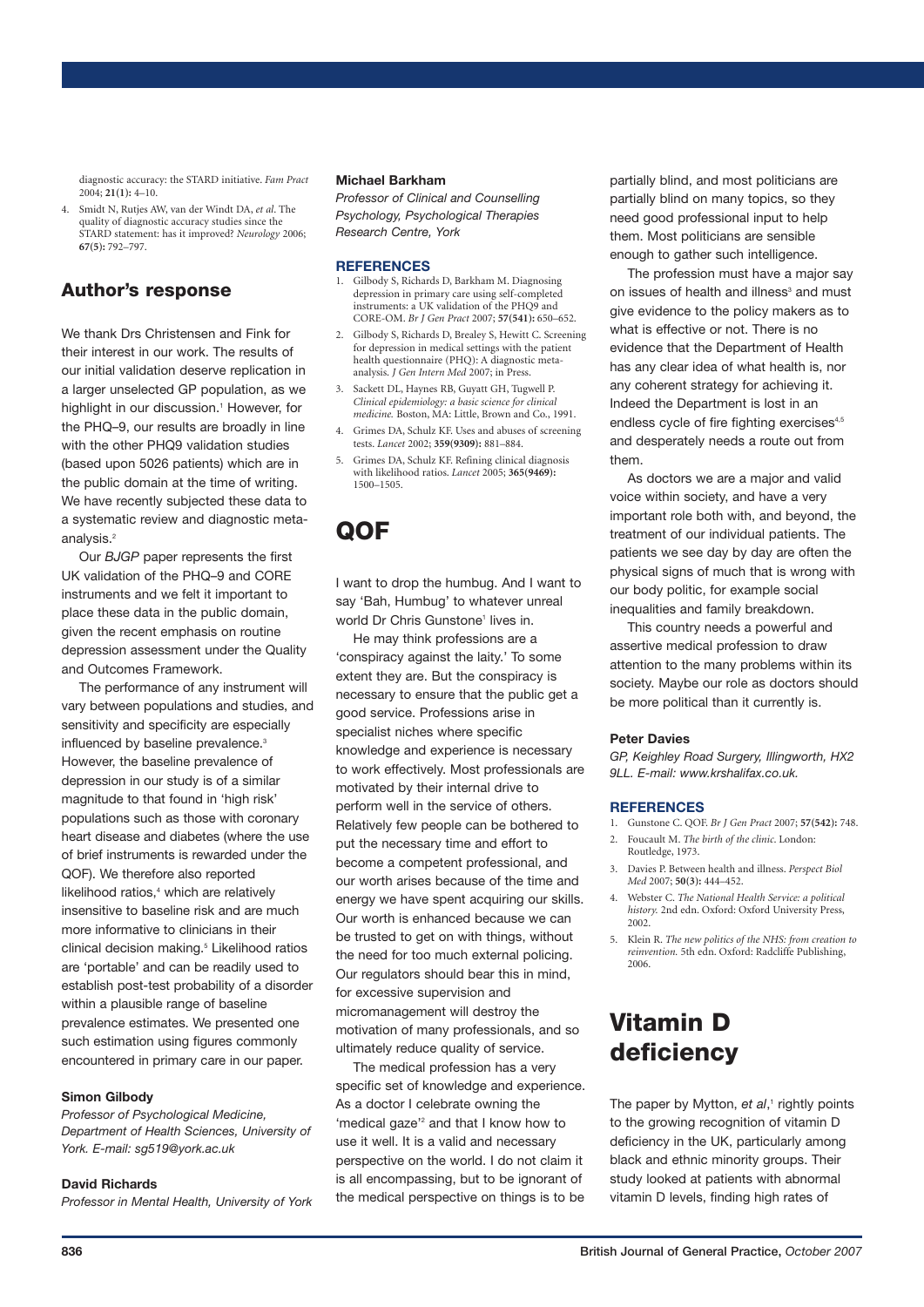diagnostic accuracy: the STARD initiative. *Fam Pract* 2004; **21(1):** 4–10.

4. Smidt N, Rutjes AW, van der Windt DA, *et al*. The quality of diagnostic accuracy studies since the STARD statement: has it improved? *Neurology* 2006; **67(5):** 792–797.

## Author's response

We thank Drs Christensen and Fink for their interest in our work. The results of our initial validation deserve replication in a larger unselected GP population, as we highlight in our discussion.[1] However, for the PHQ–9, our results are broadly in line with the other PHQ9 validation studies (based upon 5026 patients) which are in the public domain at the time of writing. We have recently subjected these data to a systematic review and diagnostic meta-analysis.[2]

Our *BJGP* paper represents the first UK validation of the PHQ–9 and CORE instruments and we felt it important to place these data in the public domain, given the recent emphasis on routine depression assessment under the Quality and Outcomes Framework.

The performance of any instrument will vary between populations and studies, and sensitivity and specificity are especially influenced by baseline prevalence.[3] However, the baseline prevalence of depression in our study is of a similar magnitude to that found in 'high risk' populations such as those with coronary heart disease and diabetes (where the use of brief instruments is rewarded under the QOF). We therefore also reported likelihood ratios,[4] which are relatively insensitive to baseline risk and are much more informative to clinicians in their clinical decision making.[5] Likelihood ratios are 'portable' and can be readily used to establish post-test probability of a disorder within a plausible range of baseline prevalence estimates. We presented one such estimation using figures commonly encountered in primary care in our paper.

**Simon Gilbody**

*Professor of Psychological Medicine, Department of Health Sciences, University of York. E-mail: sg519@york.ac.uk*

**David Richards**

*Professor in Mental Health, University of York*

**Michael Barkham**

*Professor of Clinical and Counselling Psychology, Psychological Therapies Research Centre, York*

### REFERENCES

1. Gilbody S, Richards D, Barkham M. Diagnosing depression in primary care using self-completed instruments: a UK validation of the PHQ9 and CORE-OM. *Br J Gen Pract* 2007; **57(541):** 650–652.
2. Gilbody S, Richards D, Brealey S, Hewitt C. Screening for depression in medical settings with the patient health questionnaire (PHQ): A diagnostic meta-analysis. *J Gen Intern Med* 2007; in Press.
3. Sackett DL, Haynes RB, Guyatt GH, Tugwell P. *Clinical epidemiology: a basic science for clinical medicine.* Boston, MA: Little, Brown and Co., 1991.
4. Grimes DA, Schulz KF. Uses and abuses of screening tests. *Lancet* 2002; **359(9309):** 881–884.
5. Grimes DA, Schulz KF. Refining clinical diagnosis with likelihood ratios. *Lancet* 2005; **365(9469):** 1500–1505.

# QOF

I want to drop the humbug. And I want to say 'Bah, Humbug' to whatever unreal world Dr Chris Gunstone[1] lives in.

He may think professions are a 'conspiracy against the laity.' To some extent they are. But the conspiracy is necessary to ensure that the public get a good service. Professions arise in specialist niches where specific knowledge and experience is necessary to work effectively. Most professionals are motivated by their internal drive to perform well in the service of others. Relatively few people can be bothered to put the necessary time and effort to become a competent professional, and our worth arises because of the time and energy we have spent acquiring our skills. Our worth is enhanced because we can be trusted to get on with things, without the need for too much external policing. Our regulators should bear this in mind, for excessive supervision and micromanagement will destroy the motivation of many professionals, and so ultimately reduce quality of service.

The medical profession has a very specific set of knowledge and experience. As a doctor I celebrate owning the 'medical gaze'[2] and that I know how to use it well. It is a valid and necessary perspective on the world. I do not claim it is all encompassing, but to be ignorant of the medical perspective on things is to be partially blind, and most politicians are partially blind on many topics, so they need good professional input to help them. Most politicians are sensible enough to gather such intelligence.

The profession must have a major say on issues of health and illness[3] and must give evidence to the policy makers as to what is effective or not. There is no evidence that the Department of Health has any clear idea of what health is, nor any coherent strategy for achieving it. Indeed the Department is lost in an endless cycle of fire fighting exercises[4,5] and desperately needs a route out from them.

As doctors we are a major and valid voice within society, and have a very important role both with, and beyond, the treatment of our individual patients. The patients we see day by day are often the physical signs of much that is wrong with our body politic, for example social inequalities and family breakdown.

This country needs a powerful and assertive medical profession to draw attention to the many problems within its society. Maybe our role as doctors should be more political than it currently is.

**Peter Davies**

*GP, Keighley Road Surgery, Illingworth, HX2 9LL. E-mail: www.krshalifax.co.uk.*

### REFERENCES

1. Gunstone C. QOF. *Br J Gen Pract* 2007; **57(542):** 748.
2. Foucault M. *The birth of the clinic*. London: Routledge, 1973.
3. Davies P. Between health and illness. *Perspect Biol Med* 2007; **50(3):** 444–452.
4. Webster C. *The National Health Service: a political history.* 2nd edn. Oxford: Oxford University Press, 2002.
5. Klein R. *The new politics of the NHS: from creation to reinvention.* 5th edn. Oxford: Radcliffe Publishing, 2006.

# Vitamin D deficiency

The paper by Mytton, *et al*,[1] rightly points to the growing recognition of vitamin D deficiency in the UK, particularly among black and ethnic minority groups. Their study looked at patients with abnormal vitamin D levels, finding high rates of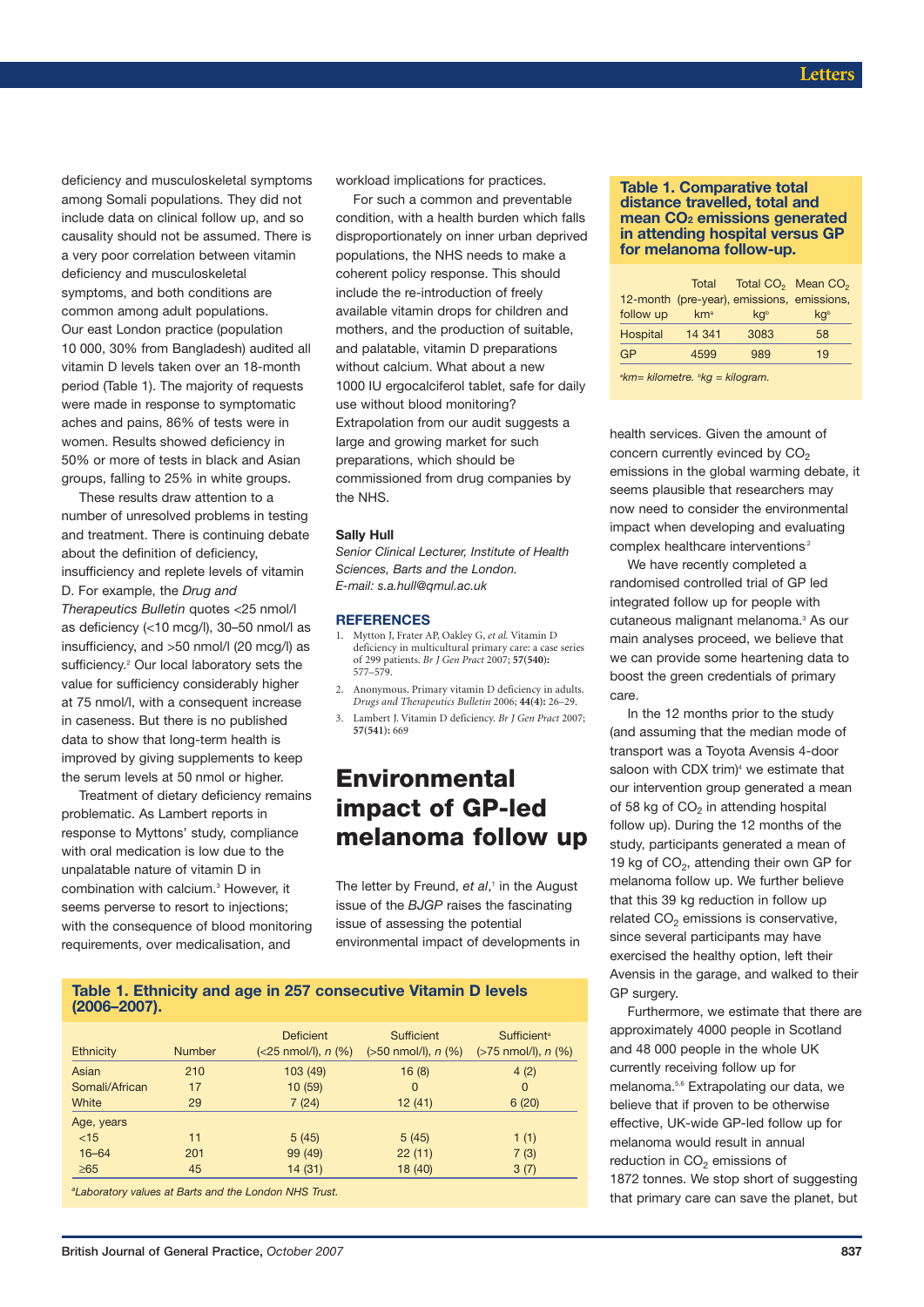deficiency and musculoskeletal symptoms among Somali populations. They did not include data on clinical follow up, and so causality should not be assumed. There is a very poor correlation between vitamin deficiency and musculoskeletal symptoms, and both conditions are common among adult populations. Our east London practice (population 10 000, 30% from Bangladesh) audited all vitamin D levels taken over an 18-month period (Table 1). The majority of requests were made in response to symptomatic aches and pains, 86% of tests were in women. Results showed deficiency in 50% or more of tests in black and Asian groups, falling to 25% in white groups.

These results draw attention to a number of unresolved problems in testing and treatment. There is continuing debate about the definition of deficiency, insufficiency and replete levels of vitamin D. For example, the *Drug and Therapeutics Bulletin* quotes <25 nmol/l as deficiency (<10 mcg/l), 30–50 nmol/l as insufficiency, and >50 nmol/l (20 mcg/l) as sufficiency.[2] Our local laboratory sets the value for sufficiency considerably higher at 75 nmol/l, with a consequent increase in caseness. But there is no published data to show that long-term health is improved by giving supplements to keep the serum levels at 50 nmol or higher.

Treatment of dietary deficiency remains problematic. As Lambert reports in response to Myttons' study, compliance with oral medication is low due to the unpalatable nature of vitamin D in combination with calcium.[3] However, it seems perverse to resort to injections; with the consequence of blood monitoring requirements, over medicalisation, and workload implications for practices.

For such a common and preventable condition, with a health burden which falls disproportionately on inner urban deprived populations, the NHS needs to make a coherent policy response. This should include the re-introduction of freely available vitamin drops for children and mothers, and the production of suitable, and palatable, vitamin D preparations without calcium. What about a new 1000 IU ergocalciferol tablet, safe for daily use without blood monitoring? Extrapolation from our audit suggests a large and growing market for such preparations, which should be commissioned from drug companies by the NHS.

**Sally Hull**

*Senior Clinical Lecturer, Institute of Health Sciences, Barts and the London.*
*E-mail: s.a.hull@qmul.ac.uk*

**Table 1. Ethnicity and age in 257 consecutive Vitamin D levels (2006–2007).**

| Ethnicity | Number | Deficient (<25 nmol/l), *n* (%) | Sufficient (>50 nmol/l), *n* (%) | Sufficient[a] (>75 nmol/l), *n* (%) |
|---|---|---|---|---|
| Asian | 210 | 103 (49) | 16 (8) | 4 (2) |
| Somali/African | 17 | 10 (59) | 0 | 0 |
| White | 29 | 7 (24) | 12 (41) | 6 (20) |
| Age, years | | | | |
| <15 | 11 | 5 (45) | 5 (45) | 1 (1) |
| 16–64 | 201 | 99 (49) | 22 (11) | 7 (3) |
| ≥65 | 45 | 14 (31) | 18 (40) | 3 (7) |

[a]*Laboratory values at Barts and the London NHS Trust.*

### REFERENCES

1. Mytton J, Frater AP, Oakley G, *et al.* Vitamin D deficiency in multicultural primary care: a case series of 299 patients. *Br J Gen Pract* 2007; **57(540):** 577–579.
2. Anonymous. Primary vitamin D deficiency in adults. *Drugs and Therapeutics Bulletin* 2006; **44(4):** 26–29.
3. Lambert J. Vitamin D deficiency. *Br J Gen Pract* 2007; **57(541):** 669

# Environmental impact of GP-led melanoma follow up

The letter by Freund, *et al*,[1] in the August issue of the *BJGP* raises the fascinating issue of assessing the potential environmental impact of developments in health services. Given the amount of concern currently evinced by $CO_2$ emissions in the global warming debate, it seems plausible that researchers may now need to consider the environmental impact when developing and evaluating complex healthcare interventions[2]

We have recently completed a randomised controlled trial of GP led integrated follow up for people with cutaneous malignant melanoma.[3] As our main analyses proceed, we believe that we can provide some heartening data to boost the green credentials of primary care.

In the 12 months prior to the study (and assuming that the median mode of transport was a Toyota Avensis 4-door saloon with CDX trim)[4] we estimate that our intervention group generated a mean of 58 kg of $CO_2$ in attending hospital follow up). During the 12 months of the study, participants generated a mean of 19 kg of $CO_2$, attending their own GP for melanoma follow up. We further believe that this 39 kg reduction in follow up related $CO_2$ emissions is conservative, since several participants may have exercised the healthy option, left their Avensis in the garage, and walked to their GP surgery.

Furthermore, we estimate that there are approximately 4000 people in Scotland and 48 000 people in the whole UK currently receiving follow up for melanoma.[5,6] Extrapolating our data, we believe that if proven to be otherwise effective, UK-wide GP-led follow up for melanoma would result in annual reduction in $CO_2$ emissions of 1872 tonnes. We stop short of suggesting that primary care can save the planet, but

**Table 1. Comparative total distance travelled, total and mean $CO_2$ emissions generated in attending hospital versus GP for melanoma follow-up.**

| 12-month follow up | Total (pre-year), km[a] | Total $CO_2$ emissions, kg[b] | Mean $CO_2$ emissions, kg[b] |
|---|---|---|---|
| Hospital | 14 341 | 3083 | 58 |
| GP | 4599 | 989 | 19 |

[a]*km= kilometre.* [b]*kg = kilogram.*